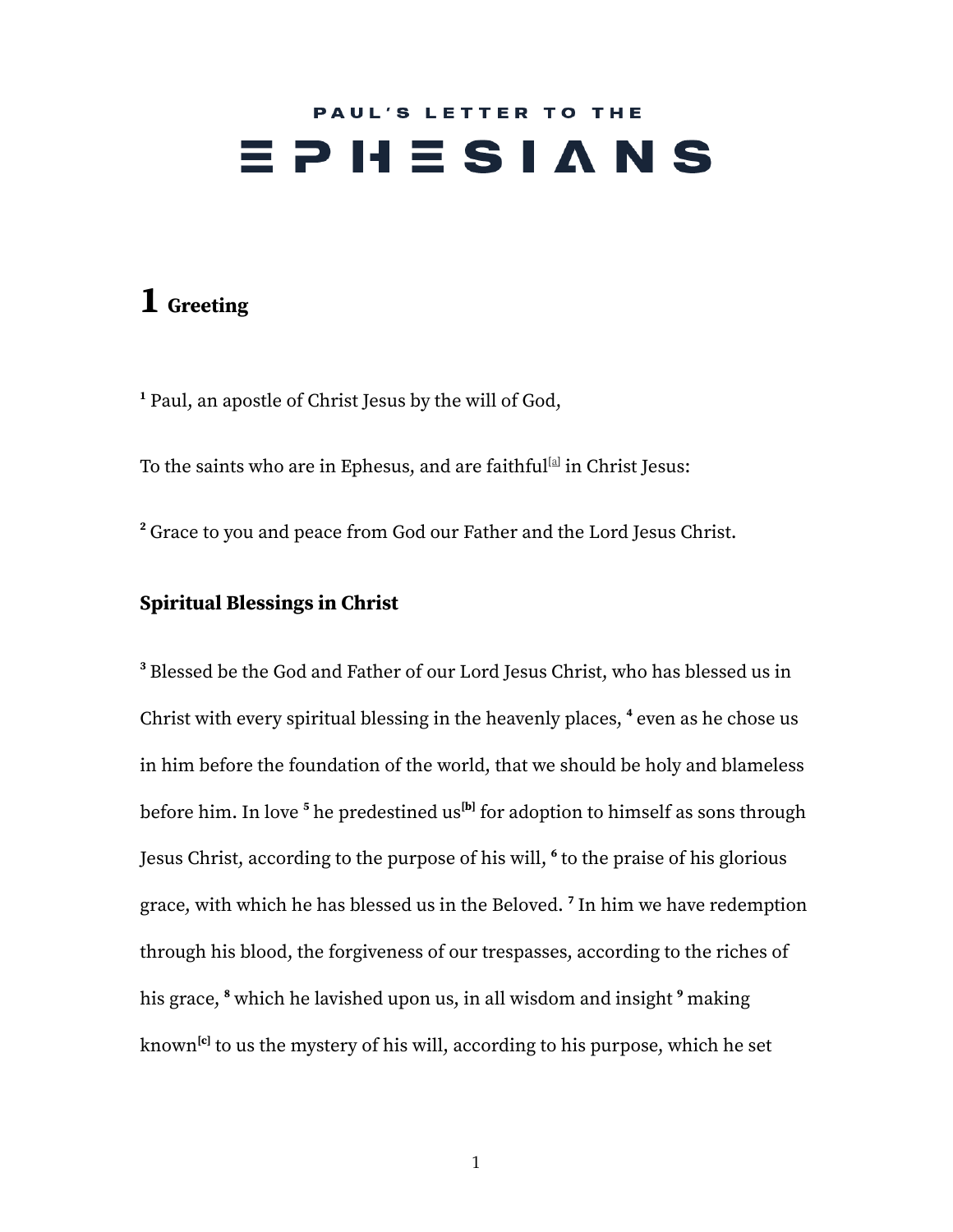PAUL'S LETTER TO THE

# EPHESIANS

## 1 Greeting

[1] Paul, an apostle of Christ Jesus by the will of God,

To the saints who are in Ephesus, and are faithful[a] in Christ Jesus:

[2] Grace to you and peace from God our Father and the Lord Jesus Christ.

### Spiritual Blessings in Christ

[3] Blessed be the God and Father of our Lord Jesus Christ, who has blessed us in Christ with every spiritual blessing in the heavenly places, [4] even as he chose us in him before the foundation of the world, that we should be holy and blameless before him. In love [5] he predestined us[b] for adoption to himself as sons through Jesus Christ, according to the purpose of his will, [6] to the praise of his glorious grace, with which he has blessed us in the Beloved. [7] In him we have redemption through his blood, the forgiveness of our trespasses, according to the riches of his grace, [8] which he lavished upon us, in all wisdom and insight [9] making known[c] to us the mystery of his will, according to his purpose, which he set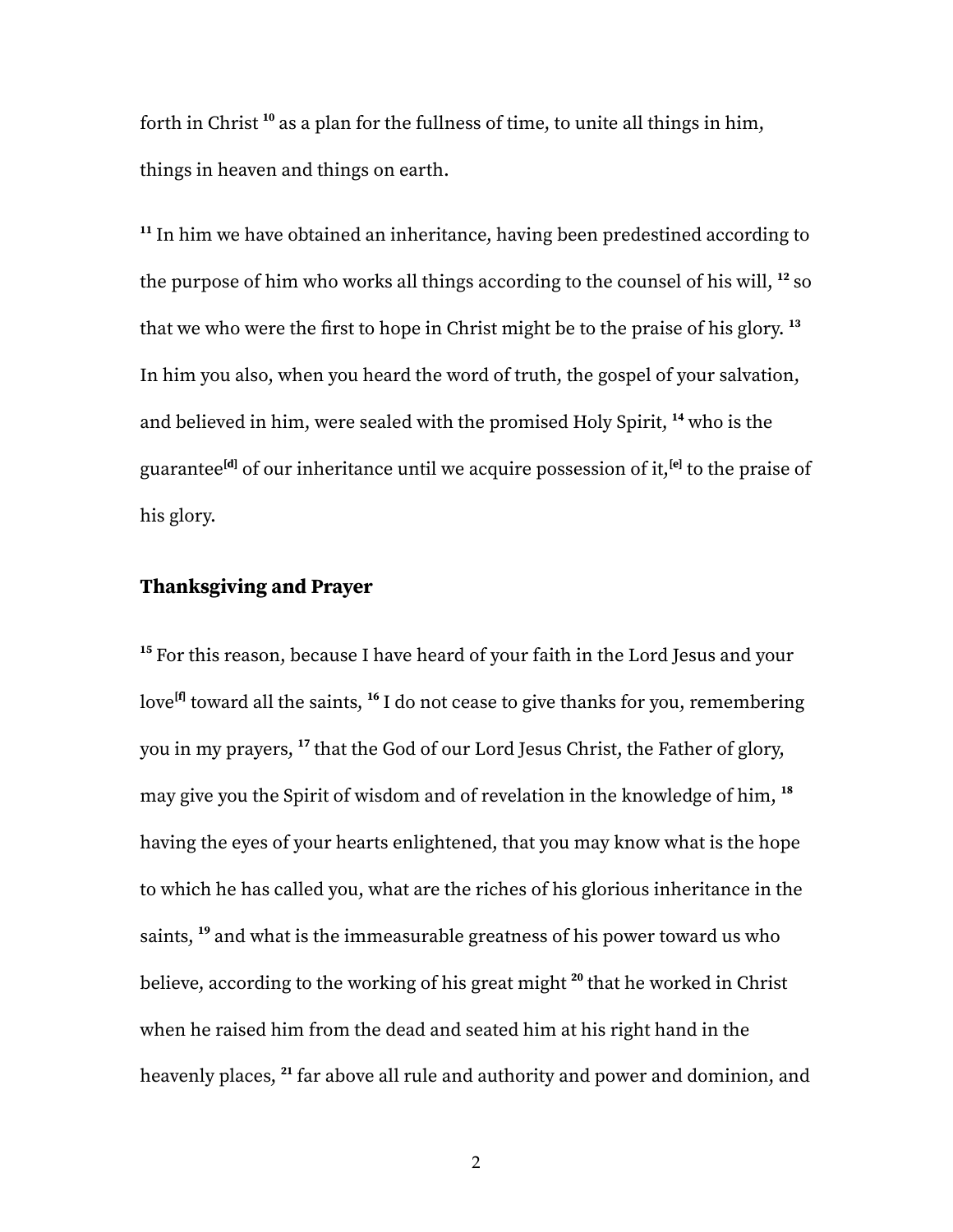forth in Christ [10] as a plan for the fullness of time, to unite all things in him, things in heaven and things on earth.

[11] In him we have obtained an inheritance, having been predestined according to the purpose of him who works all things according to the counsel of his will, [12] so that we who were the first to hope in Christ might be to the praise of his glory. [13] In him you also, when you heard the word of truth, the gospel of your salvation, and believed in him, were sealed with the promised Holy Spirit, [14] who is the guarantee[d] of our inheritance until we acquire possession of it,[e] to the praise of his glory.

## Thanksgiving and Prayer

[15] For this reason, because I have heard of your faith in the Lord Jesus and your love[f] toward all the saints, [16] I do not cease to give thanks for you, remembering you in my prayers, [17] that the God of our Lord Jesus Christ, the Father of glory, may give you the Spirit of wisdom and of revelation in the knowledge of him, [18] having the eyes of your hearts enlightened, that you may know what is the hope to which he has called you, what are the riches of his glorious inheritance in the saints, [19] and what is the immeasurable greatness of his power toward us who believe, according to the working of his great might [20] that he worked in Christ when he raised him from the dead and seated him at his right hand in the heavenly places, [21] far above all rule and authority and power and dominion, and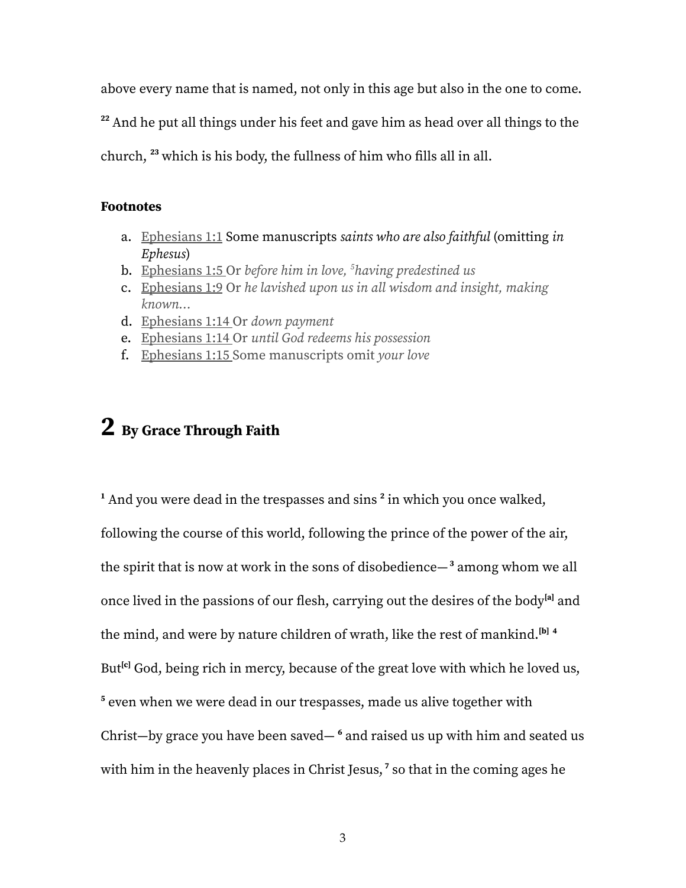above every name that is named, not only in this age but also in the one to come. [22] And he put all things under his feet and gave him as head over all things to the church, [23] which is his body, the fullness of him who fills all in all.

**Footnotes**

a. Ephesians 1:1 Some manuscripts *saints who are also faithful* (omitting *in Ephesus*)
b. Ephesians 1:5 Or *before him in love, [5]having predestined us*
c. Ephesians 1:9 Or *he lavished upon us in all wisdom and insight, making known…*
d. Ephesians 1:14 Or *down payment*
e. Ephesians 1:14 Or *until God redeems his possession*
f. Ephesians 1:15 Some manuscripts omit *your love*

# 2 By Grace Through Faith

[1] And you were dead in the trespasses and sins [2] in which you once walked, following the course of this world, following the prince of the power of the air, the spirit that is now at work in the sons of disobedience— [3] among whom we all once lived in the passions of our flesh, carrying out the desires of the body[a] and the mind, and were by nature children of wrath, like the rest of mankind.[b] [4] But[c] God, being rich in mercy, because of the great love with which he loved us, [5] even when we were dead in our trespasses, made us alive together with Christ—by grace you have been saved— [6] and raised us up with him and seated us with him in the heavenly places in Christ Jesus, [7] so that in the coming ages he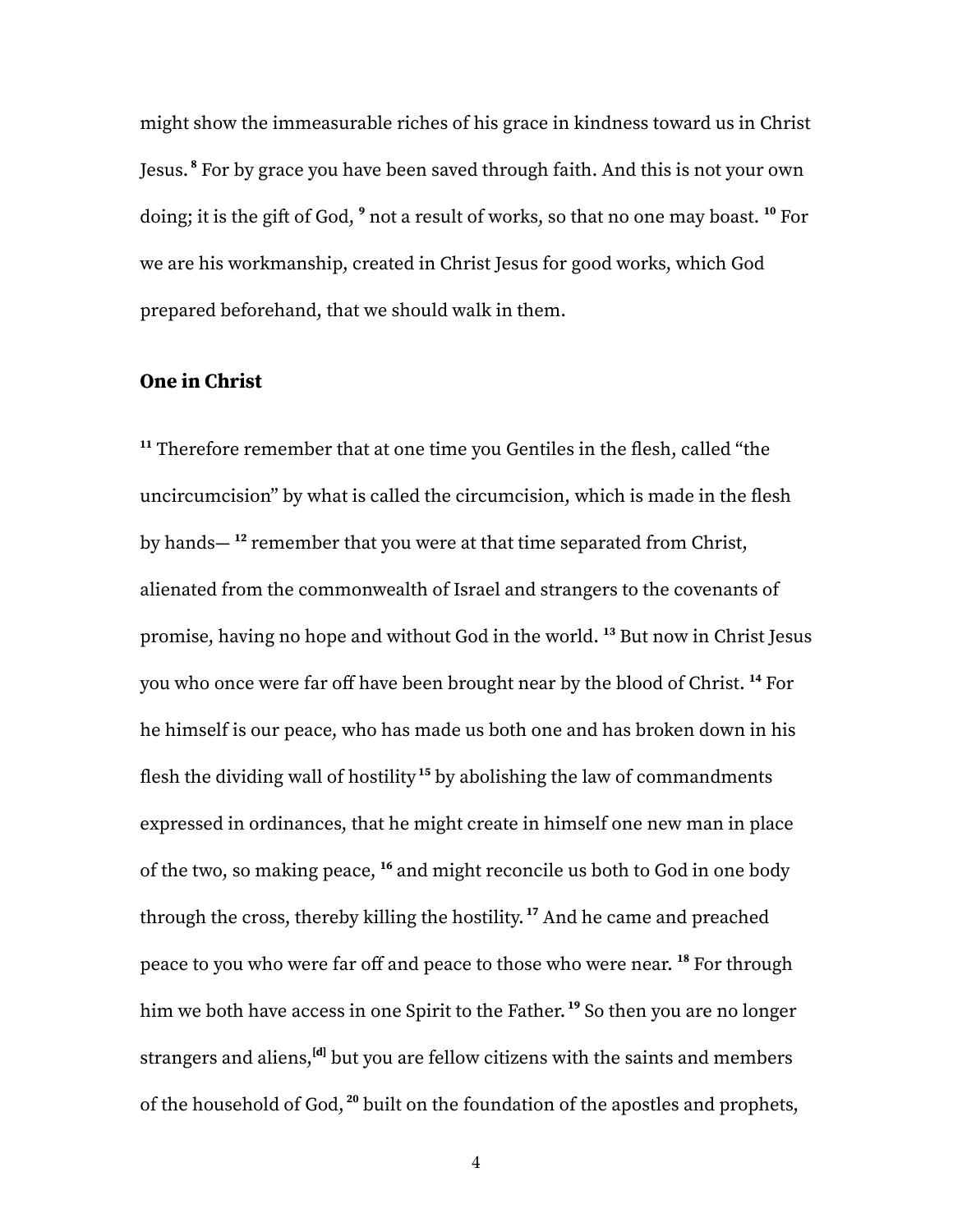might show the immeasurable riches of his grace in kindness toward us in Christ Jesus. [8] For by grace you have been saved through faith. And this is not your own doing; it is the gift of God, [9] not a result of works, so that no one may boast. [10] For we are his workmanship, created in Christ Jesus for good works, which God prepared beforehand, that we should walk in them.

### One in Christ

[11] Therefore remember that at one time you Gentiles in the flesh, called "the uncircumcision" by what is called the circumcision, which is made in the flesh by hands— [12] remember that you were at that time separated from Christ, alienated from the commonwealth of Israel and strangers to the covenants of promise, having no hope and without God in the world. [13] But now in Christ Jesus you who once were far off have been brought near by the blood of Christ. [14] For he himself is our peace, who has made us both one and has broken down in his flesh the dividing wall of hostility [15] by abolishing the law of commandments expressed in ordinances, that he might create in himself one new man in place of the two, so making peace, [16] and might reconcile us both to God in one body through the cross, thereby killing the hostility. [17] And he came and preached peace to you who were far off and peace to those who were near. [18] For through him we both have access in one Spirit to the Father. [19] So then you are no longer strangers and aliens,[d] but you are fellow citizens with the saints and members of the household of God, [20] built on the foundation of the apostles and prophets,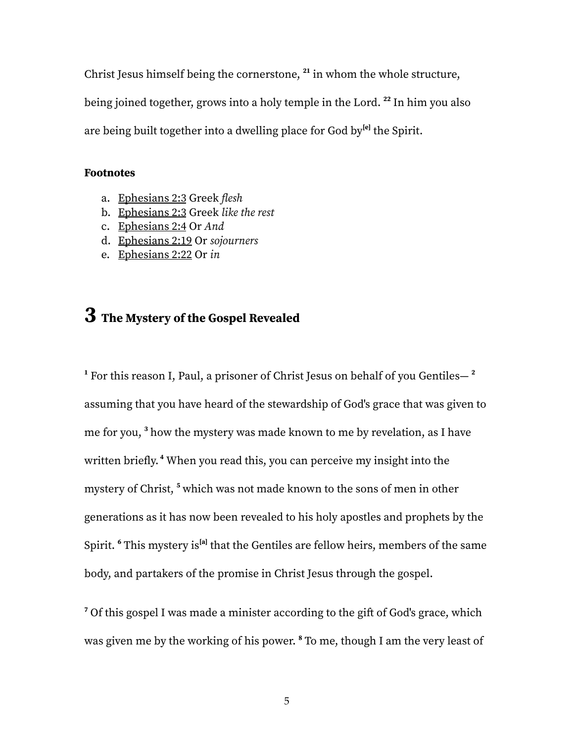Christ Jesus himself being the cornerstone, [21] in whom the whole structure, being joined together, grows into a holy temple in the Lord. [22] In him you also are being built together into a dwelling place for God by[e] the Spirit.

**Footnotes**

a. Ephesians 2:3 Greek *flesh*
b. Ephesians 2:3 Greek *like the rest*
c. Ephesians 2:4 Or *And*
d. Ephesians 2:19 Or *sojourners*
e. Ephesians 2:22 Or *in*

# 3 The Mystery of the Gospel Revealed

[1] For this reason I, Paul, a prisoner of Christ Jesus on behalf of you Gentiles— [2] assuming that you have heard of the stewardship of God's grace that was given to me for you, [3] how the mystery was made known to me by revelation, as I have written briefly. [4] When you read this, you can perceive my insight into the mystery of Christ, [5] which was not made known to the sons of men in other generations as it has now been revealed to his holy apostles and prophets by the Spirit. [6] This mystery is[a] that the Gentiles are fellow heirs, members of the same body, and partakers of the promise in Christ Jesus through the gospel.

[7] Of this gospel I was made a minister according to the gift of God's grace, which was given me by the working of his power. [8] To me, though I am the very least of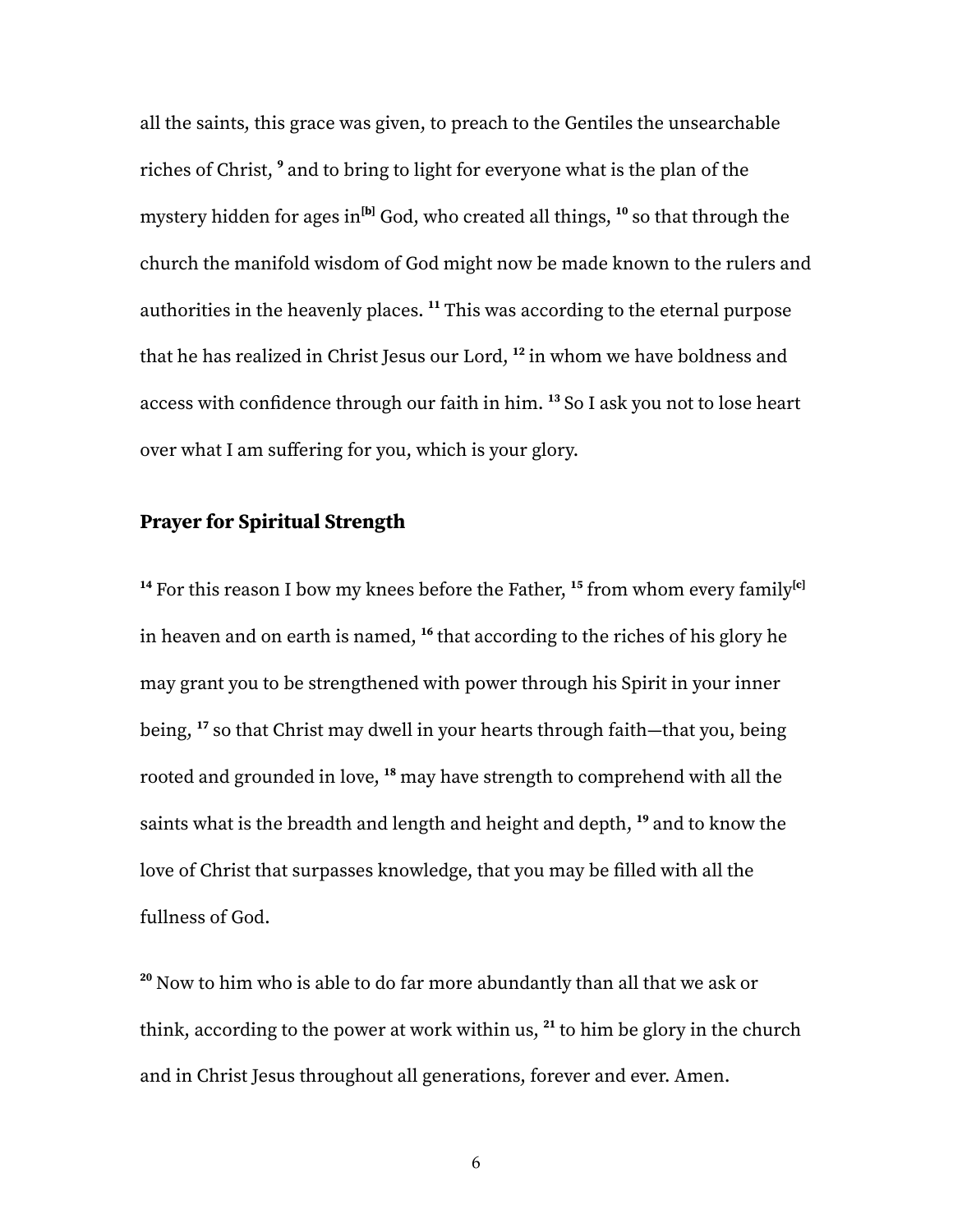all the saints, this grace was given, to preach to the Gentiles the unsearchable riches of Christ, [9] and to bring to light for everyone what is the plan of the mystery hidden for ages in[b] God, who created all things, [10] so that through the church the manifold wisdom of God might now be made known to the rulers and authorities in the heavenly places. [11] This was according to the eternal purpose that he has realized in Christ Jesus our Lord, [12] in whom we have boldness and access with confidence through our faith in him. [13] So I ask you not to lose heart over what I am suffering for you, which is your glory.

### Prayer for Spiritual Strength

[14] For this reason I bow my knees before the Father, [15] from whom every family[c] in heaven and on earth is named, [16] that according to the riches of his glory he may grant you to be strengthened with power through his Spirit in your inner being, [17] so that Christ may dwell in your hearts through faith—that you, being rooted and grounded in love, [18] may have strength to comprehend with all the saints what is the breadth and length and height and depth, [19] and to know the love of Christ that surpasses knowledge, that you may be filled with all the fullness of God.

[20] Now to him who is able to do far more abundantly than all that we ask or think, according to the power at work within us, [21] to him be glory in the church and in Christ Jesus throughout all generations, forever and ever. Amen.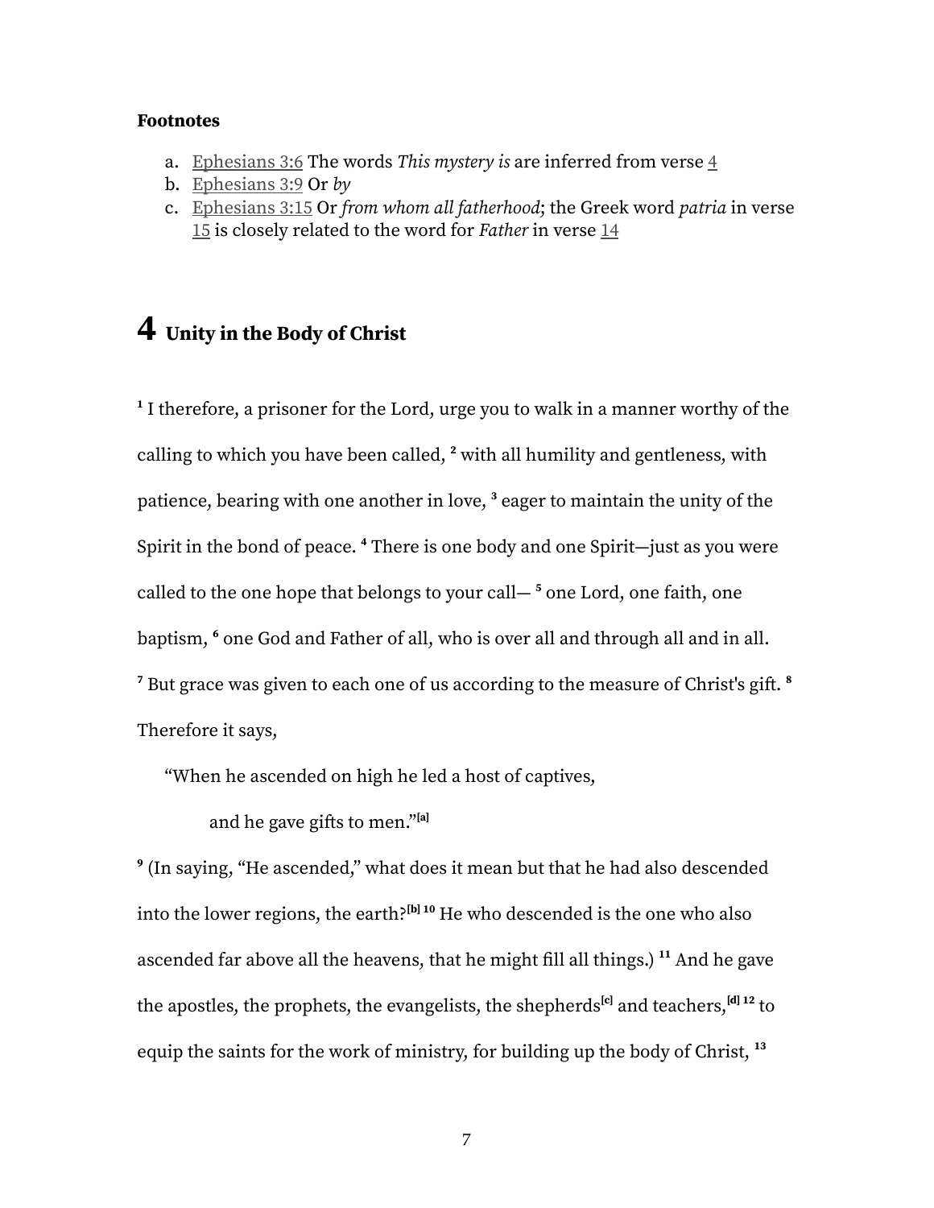**Footnotes**

a. Ephesians 3:6 The words *This mystery is* are inferred from verse 4
b. Ephesians 3:9 Or *by*
c. Ephesians 3:15 Or *from whom all fatherhood*; the Greek word *patria* in verse 15 is closely related to the word for *Father* in verse 14

# 4 Unity in the Body of Christ

**1** I therefore, a prisoner for the Lord, urge you to walk in a manner worthy of the calling to which you have been called, **2** with all humility and gentleness, with patience, bearing with one another in love, **3** eager to maintain the unity of the Spirit in the bond of peace. **4** There is one body and one Spirit—just as you were called to the one hope that belongs to your call— **5** one Lord, one faith, one baptism, **6** one God and Father of all, who is over all and through all and in all. **7** But grace was given to each one of us according to the measure of Christ's gift. **8** Therefore it says,

> "When he ascended on high he led a host of captives,
>
> and he gave gifts to men."[a]

**9** (In saying, "He ascended," what does it mean but that he had also descended into the lower regions, the earth?[b] **10** He who descended is the one who also ascended far above all the heavens, that he might fill all things.) **11** And he gave the apostles, the prophets, the evangelists, the shepherds[c] and teachers,[d] **12** to equip the saints for the work of ministry, for building up the body of Christ, **13**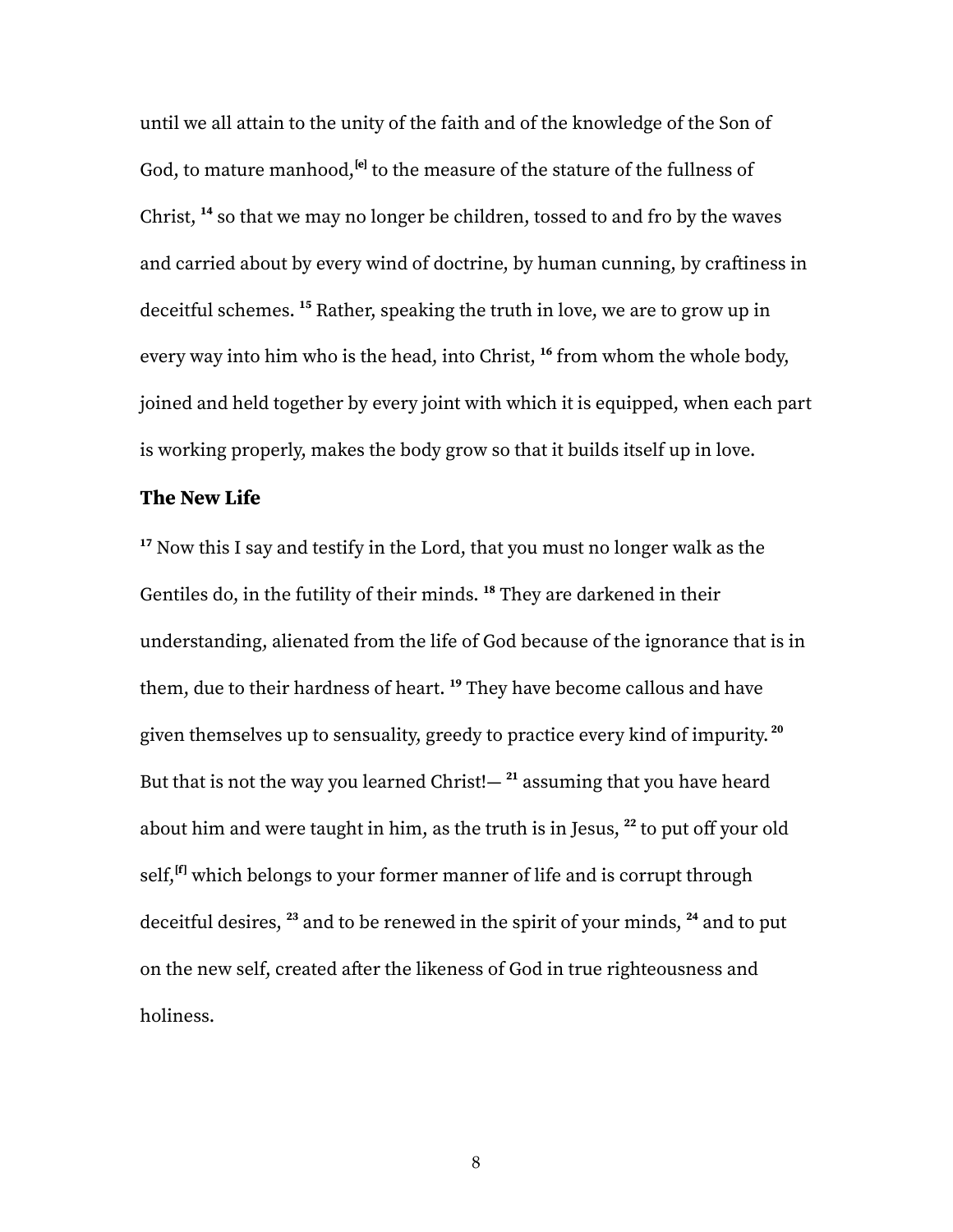until we all attain to the unity of the faith and of the knowledge of the Son of God, to mature manhood,[e] to the measure of the stature of the fullness of Christ, [14] so that we may no longer be children, tossed to and fro by the waves and carried about by every wind of doctrine, by human cunning, by craftiness in deceitful schemes. [15] Rather, speaking the truth in love, we are to grow up in every way into him who is the head, into Christ, [16] from whom the whole body, joined and held together by every joint with which it is equipped, when each part is working properly, makes the body grow so that it builds itself up in love.

### The New Life

[17] Now this I say and testify in the Lord, that you must no longer walk as the Gentiles do, in the futility of their minds. [18] They are darkened in their understanding, alienated from the life of God because of the ignorance that is in them, due to their hardness of heart. [19] They have become callous and have given themselves up to sensuality, greedy to practice every kind of impurity. [20] But that is not the way you learned Christ!— [21] assuming that you have heard about him and were taught in him, as the truth is in Jesus, [22] to put off your old self,[f] which belongs to your former manner of life and is corrupt through deceitful desires, [23] and to be renewed in the spirit of your minds, [24] and to put on the new self, created after the likeness of God in true righteousness and holiness.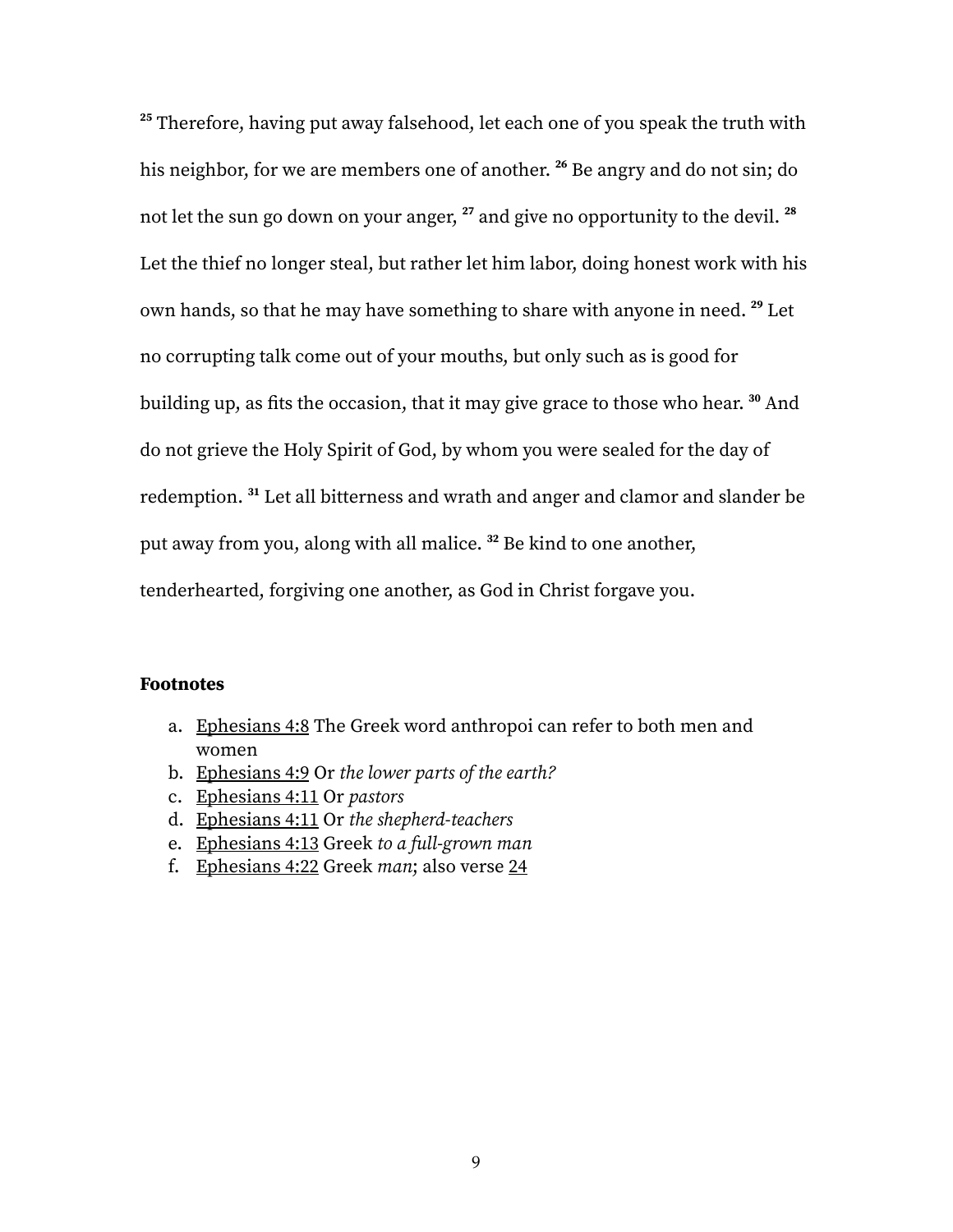[25] Therefore, having put away falsehood, let each one of you speak the truth with his neighbor, for we are members one of another. [26] Be angry and do not sin; do not let the sun go down on your anger, [27] and give no opportunity to the devil. [28] Let the thief no longer steal, but rather let him labor, doing honest work with his own hands, so that he may have something to share with anyone in need. [29] Let no corrupting talk come out of your mouths, but only such as is good for building up, as fits the occasion, that it may give grace to those who hear. [30] And do not grieve the Holy Spirit of God, by whom you were sealed for the day of redemption. [31] Let all bitterness and wrath and anger and clamor and slander be put away from you, along with all malice. [32] Be kind to one another, tenderhearted, forgiving one another, as God in Christ forgave you.

**Footnotes**

a. Ephesians 4:8 The Greek word anthropoi can refer to both men and women
b. Ephesians 4:9 Or *the lower parts of the earth?*
c. Ephesians 4:11 Or *pastors*
d. Ephesians 4:11 Or *the shepherd-teachers*
e. Ephesians 4:13 Greek *to a full-grown man*
f. Ephesians 4:22 Greek *man*; also verse 24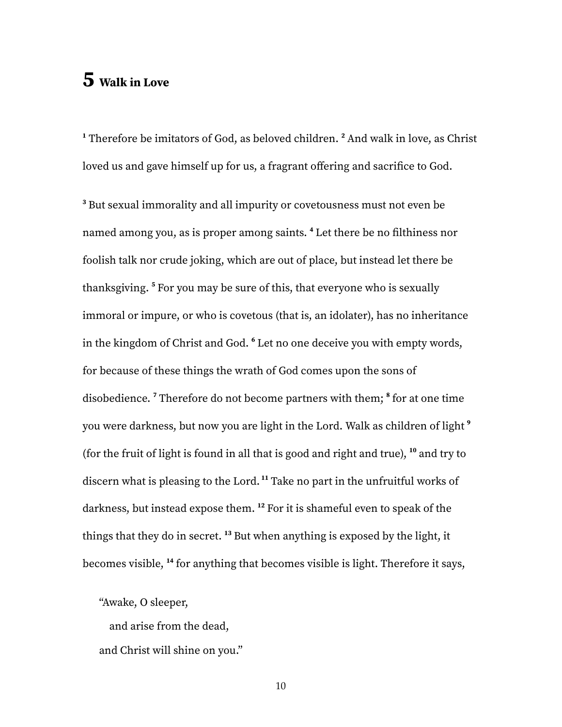# 5 Walk in Love

[1] Therefore be imitators of God, as beloved children. [2] And walk in love, as Christ loved us and gave himself up for us, a fragrant offering and sacrifice to God.

[3] But sexual immorality and all impurity or covetousness must not even be named among you, as is proper among saints. [4] Let there be no filthiness nor foolish talk nor crude joking, which are out of place, but instead let there be thanksgiving. [5] For you may be sure of this, that everyone who is sexually immoral or impure, or who is covetous (that is, an idolater), has no inheritance in the kingdom of Christ and God. [6] Let no one deceive you with empty words, for because of these things the wrath of God comes upon the sons of disobedience. [7] Therefore do not become partners with them; [8] for at one time you were darkness, but now you are light in the Lord. Walk as children of light [9] (for the fruit of light is found in all that is good and right and true), [10] and try to discern what is pleasing to the Lord. [11] Take no part in the unfruitful works of darkness, but instead expose them. [12] For it is shameful even to speak of the things that they do in secret. [13] But when anything is exposed by the light, it becomes visible, [14] for anything that becomes visible is light. Therefore it says,

> "Awake, O sleeper,
>   and arise from the dead,
> and Christ will shine on you."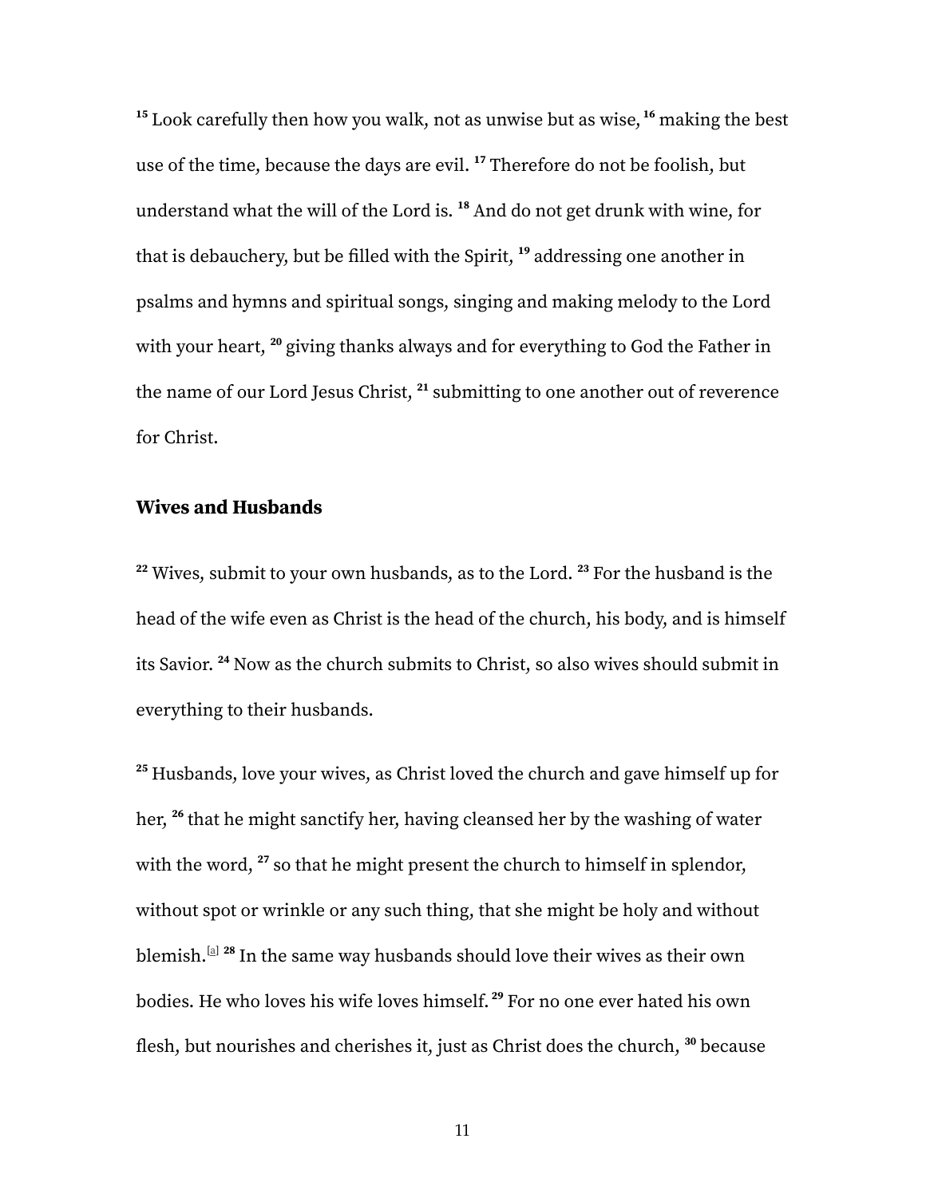[15] Look carefully then how you walk, not as unwise but as wise, [16] making the best use of the time, because the days are evil. [17] Therefore do not be foolish, but understand what the will of the Lord is. [18] And do not get drunk with wine, for that is debauchery, but be filled with the Spirit, [19] addressing one another in psalms and hymns and spiritual songs, singing and making melody to the Lord with your heart, [20] giving thanks always and for everything to God the Father in the name of our Lord Jesus Christ, [21] submitting to one another out of reverence for Christ.

### Wives and Husbands

[22] Wives, submit to your own husbands, as to the Lord. [23] For the husband is the head of the wife even as Christ is the head of the church, his body, and is himself its Savior. [24] Now as the church submits to Christ, so also wives should submit in everything to their husbands.

[25] Husbands, love your wives, as Christ loved the church and gave himself up for her, [26] that he might sanctify her, having cleansed her by the washing of water with the word, [27] so that he might present the church to himself in splendor, without spot or wrinkle or any such thing, that she might be holy and without blemish.[a] [28] In the same way husbands should love their wives as their own bodies. He who loves his wife loves himself. [29] For no one ever hated his own flesh, but nourishes and cherishes it, just as Christ does the church, [30] because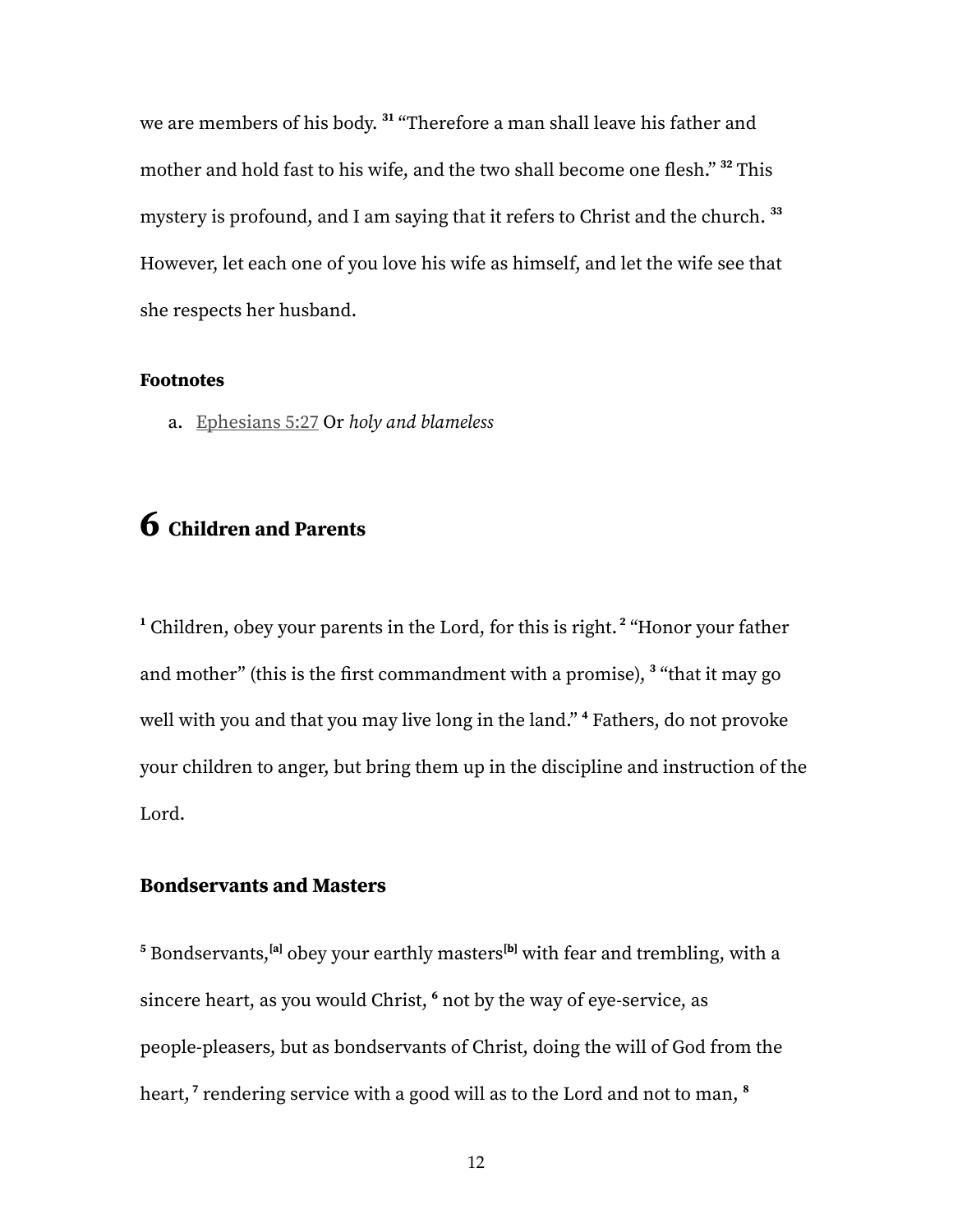we are members of his body. [31] "Therefore a man shall leave his father and mother and hold fast to his wife, and the two shall become one flesh." [32] This mystery is profound, and I am saying that it refers to Christ and the church. [33] However, let each one of you love his wife as himself, and let the wife see that she respects her husband.

### Footnotes

a. Ephesians 5:27 Or *holy and blameless*

# 6 Children and Parents

[1] Children, obey your parents in the Lord, for this is right. [2] "Honor your father and mother" (this is the first commandment with a promise), [3] "that it may go well with you and that you may live long in the land." [4] Fathers, do not provoke your children to anger, but bring them up in the discipline and instruction of the Lord.

## Bondservants and Masters

[5] Bondservants,[a] obey your earthly masters[b] with fear and trembling, with a sincere heart, as you would Christ, [6] not by the way of eye-service, as people-pleasers, but as bondservants of Christ, doing the will of God from the heart, [7] rendering service with a good will as to the Lord and not to man, [8]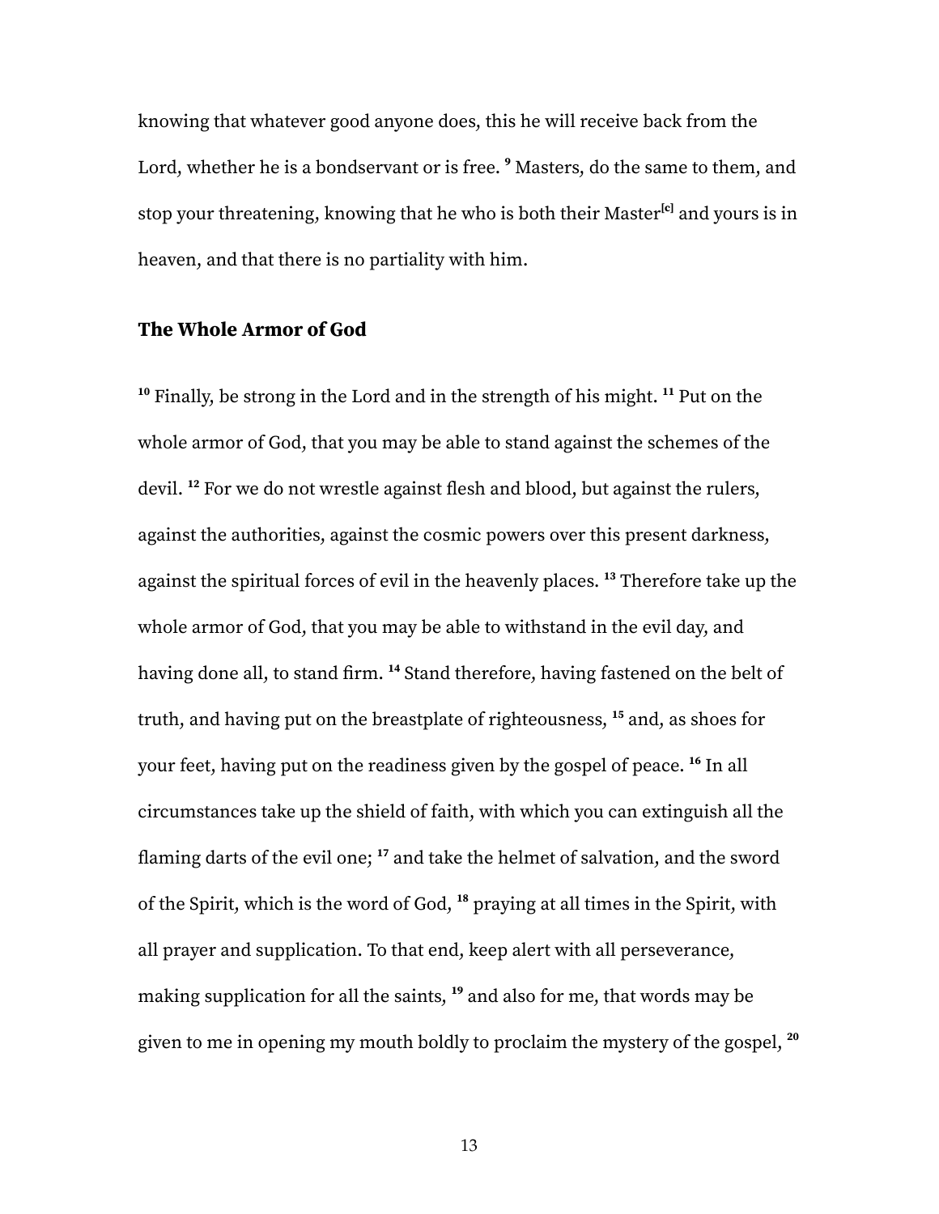knowing that whatever good anyone does, this he will receive back from the Lord, whether he is a bondservant or is free. [9] Masters, do the same to them, and stop your threatening, knowing that he who is both their Master[c] and yours is in heaven, and that there is no partiality with him.

### The Whole Armor of God

[10] Finally, be strong in the Lord and in the strength of his might. [11] Put on the whole armor of God, that you may be able to stand against the schemes of the devil. [12] For we do not wrestle against flesh and blood, but against the rulers, against the authorities, against the cosmic powers over this present darkness, against the spiritual forces of evil in the heavenly places. [13] Therefore take up the whole armor of God, that you may be able to withstand in the evil day, and having done all, to stand firm. [14] Stand therefore, having fastened on the belt of truth, and having put on the breastplate of righteousness, [15] and, as shoes for your feet, having put on the readiness given by the gospel of peace. [16] In all circumstances take up the shield of faith, with which you can extinguish all the flaming darts of the evil one; [17] and take the helmet of salvation, and the sword of the Spirit, which is the word of God, [18] praying at all times in the Spirit, with all prayer and supplication. To that end, keep alert with all perseverance, making supplication for all the saints, [19] and also for me, that words may be given to me in opening my mouth boldly to proclaim the mystery of the gospel, [20]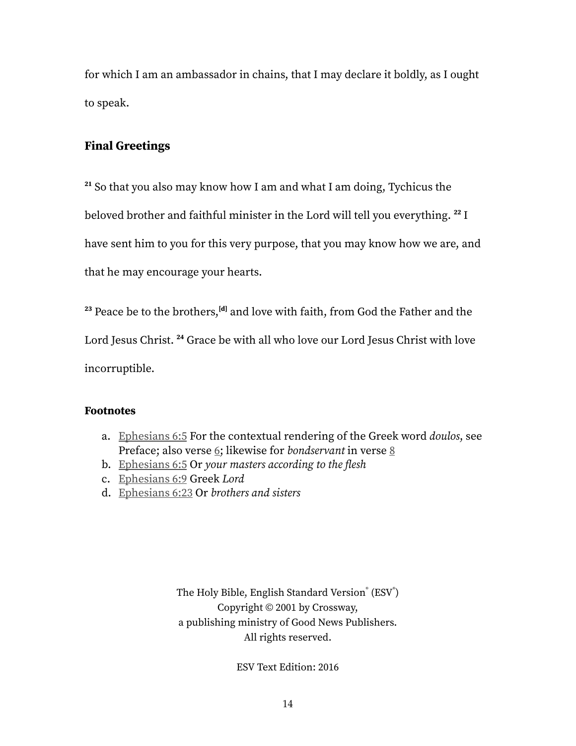for which I am an ambassador in chains, that I may declare it boldly, as I ought to speak.

## Final Greetings

[21] So that you also may know how I am and what I am doing, Tychicus the beloved brother and faithful minister in the Lord will tell you everything. [22] I have sent him to you for this very purpose, that you may know how we are, and that he may encourage your hearts.

[23] Peace be to the brothers,[d] and love with faith, from God the Father and the Lord Jesus Christ. [24] Grace be with all who love our Lord Jesus Christ with love incorruptible.

### Footnotes

a. Ephesians 6:5 For the contextual rendering of the Greek word *doulos*, see Preface; also verse 6; likewise for *bondservant* in verse 8
b. Ephesians 6:5 Or *your masters according to the flesh*
c. Ephesians 6:9 Greek *Lord*
d. Ephesians 6:23 Or *brothers and sisters*

The Holy Bible, English Standard Version® (ESV®)
Copyright © 2001 by Crossway,
a publishing ministry of Good News Publishers.
All rights reserved.

ESV Text Edition: 2016